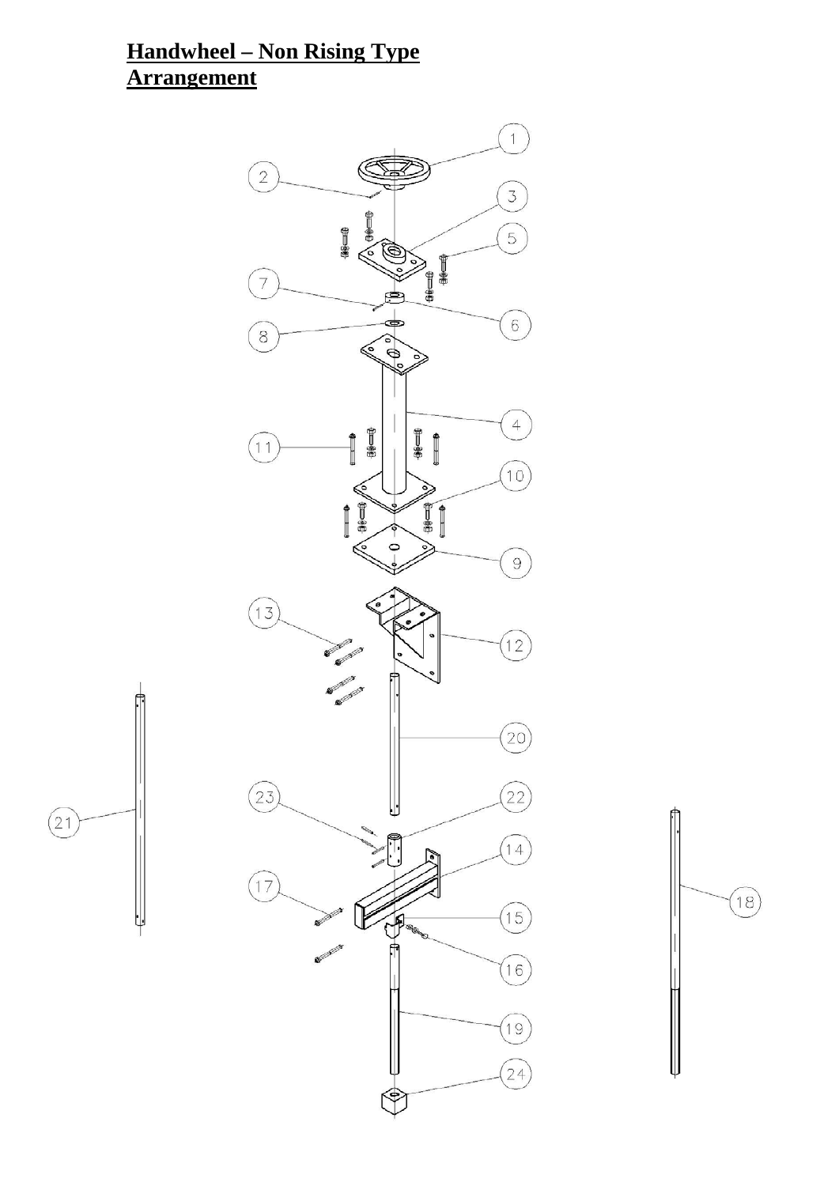# Handwheel – Non Rising Type Arrangement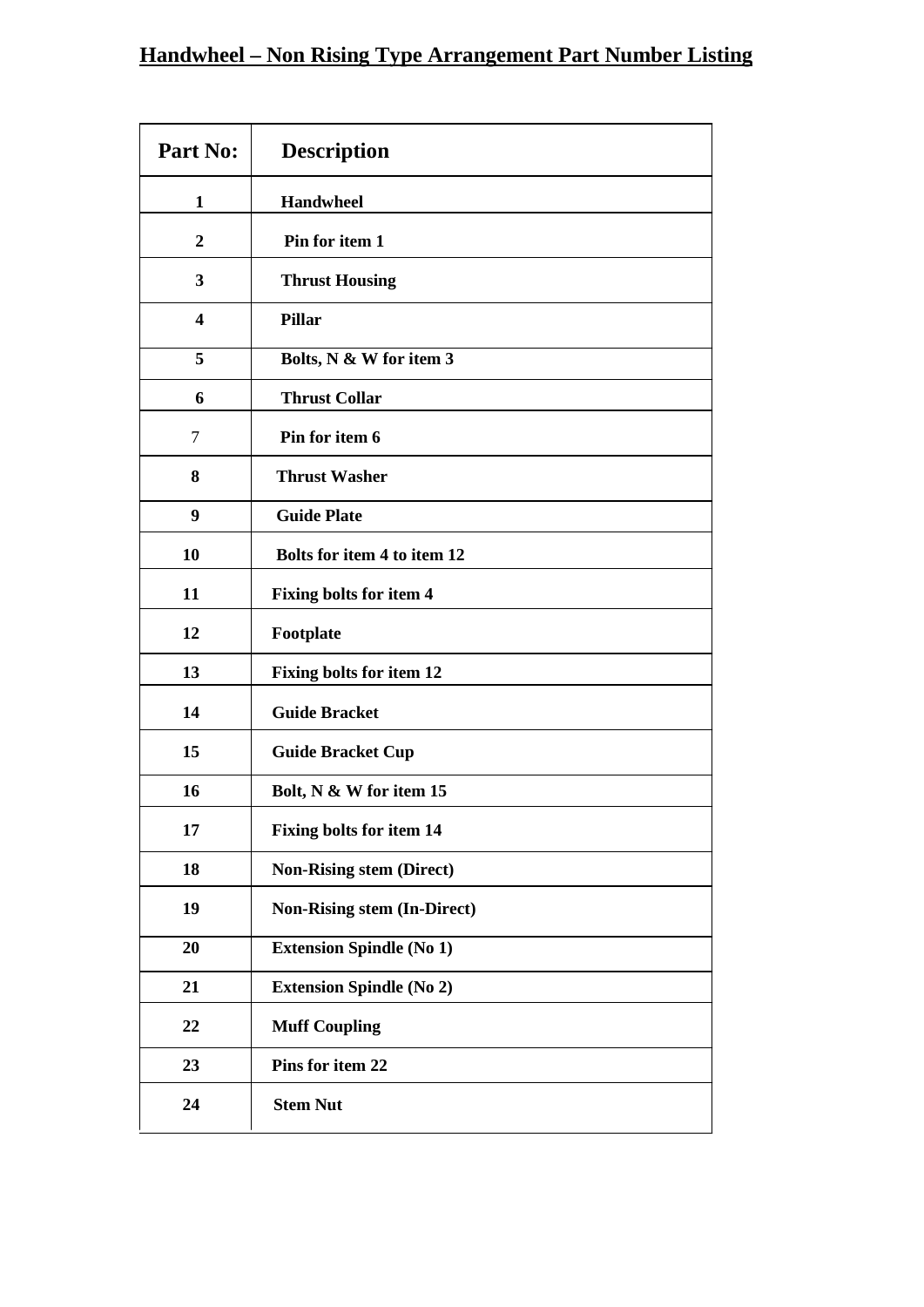## Handwheel – Non Rising Type Arrangement Part Number Listing

| Part No: | Description |
|---|---|
| 1 | Handwheel |
| 2 | Pin for item 1 |
| 3 | Thrust Housing |
| 4 | Pillar |
| 5 | Bolts, N & W for item 3 |
| 6 | Thrust Collar |
| 7 | Pin for item 6 |
| 8 | Thrust Washer |
| 9 | Guide Plate |
| 10 | Bolts for item 4 to item 12 |
| 11 | Fixing bolts for item 4 |
| 12 | Footplate |
| 13 | Fixing bolts for item 12 |
| 14 | Guide Bracket |
| 15 | Guide Bracket Cup |
| 16 | Bolt, N & W for item 15 |
| 17 | Fixing bolts for item 14 |
| 18 | Non-Rising stem (Direct) |
| 19 | Non-Rising stem (In-Direct) |
| 20 | Extension Spindle (No 1) |
| 21 | Extension Spindle (No 2) |
| 22 | Muff Coupling |
| 23 | Pins for item 22 |
| 24 | Stem Nut |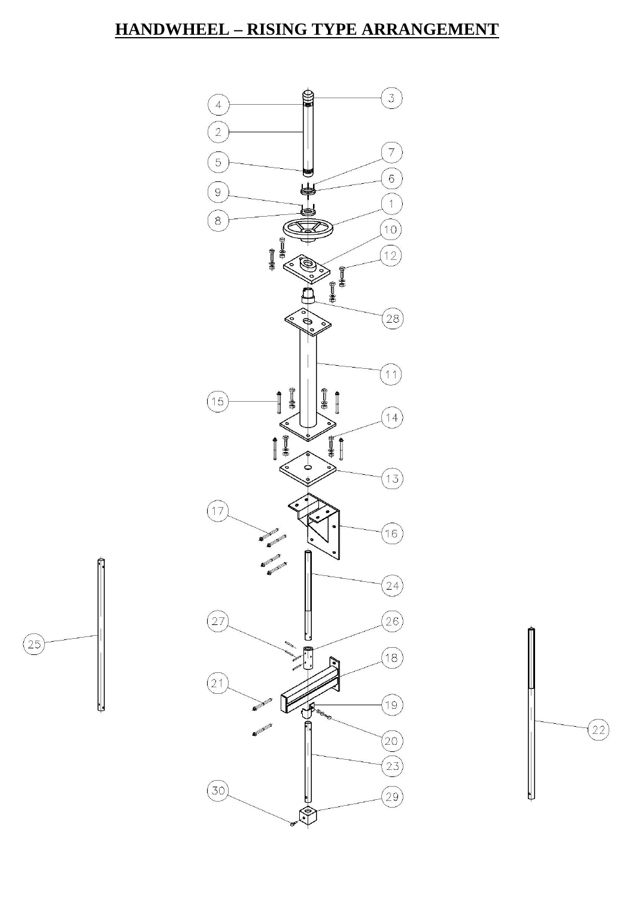# HANDWHEEL – RISING TYPE ARRANGEMENT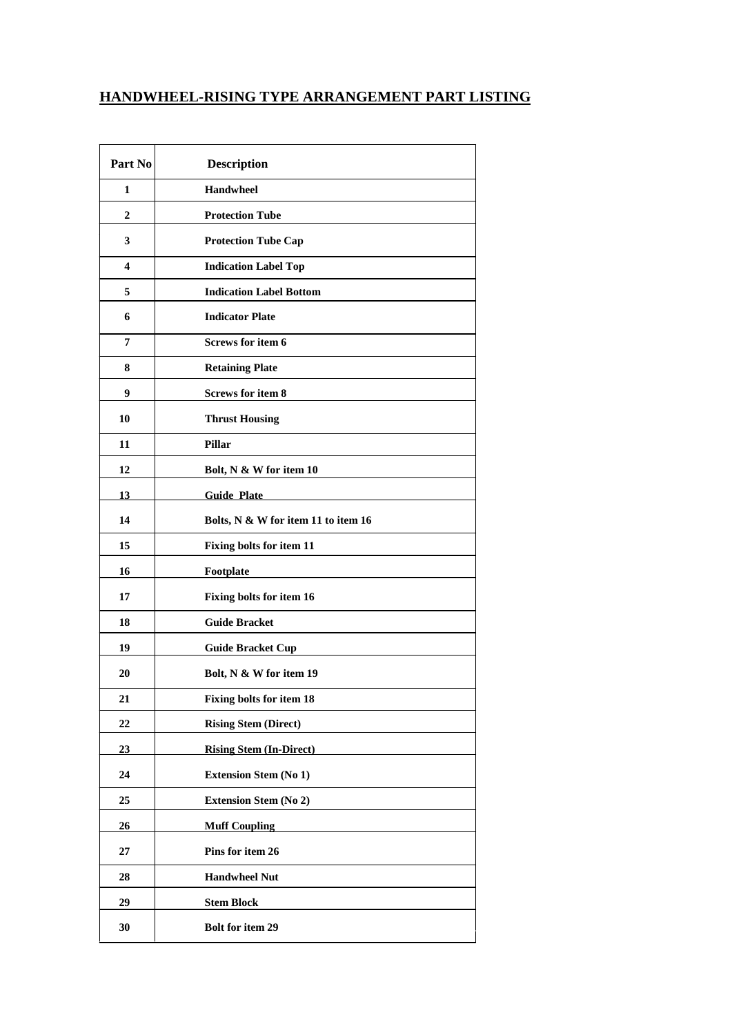# HANDWHEEL-RISING TYPE ARRANGEMENT PART LISTING

| Part No | Description |
|---|---|
| 1 | Handwheel |
| 2 | Protection Tube |
| 3 | Protection Tube Cap |
| 4 | Indication Label Top |
| 5 | Indication Label Bottom |
| 6 | Indicator Plate |
| 7 | Screws for item 6 |
| 8 | Retaining Plate |
| 9 | Screws for item 8 |
| 10 | Thrust Housing |
| 11 | Pillar |
| 12 | Bolt, N & W for item 10 |
| 13 | Guide Plate |
| 14 | Bolts, N & W for item 11 to item 16 |
| 15 | Fixing bolts for item 11 |
| 16 | Footplate |
| 17 | Fixing bolts for item 16 |
| 18 | Guide Bracket |
| 19 | Guide Bracket Cup |
| 20 | Bolt, N & W for item 19 |
| 21 | Fixing bolts for item 18 |
| 22 | Rising Stem (Direct) |
| 23 | Rising Stem (In-Direct) |
| 24 | Extension Stem (No 1) |
| 25 | Extension Stem (No 2) |
| 26 | Muff Coupling |
| 27 | Pins for item 26 |
| 28 | Handwheel Nut |
| 29 | Stem Block |
| 30 | Bolt for item 29 |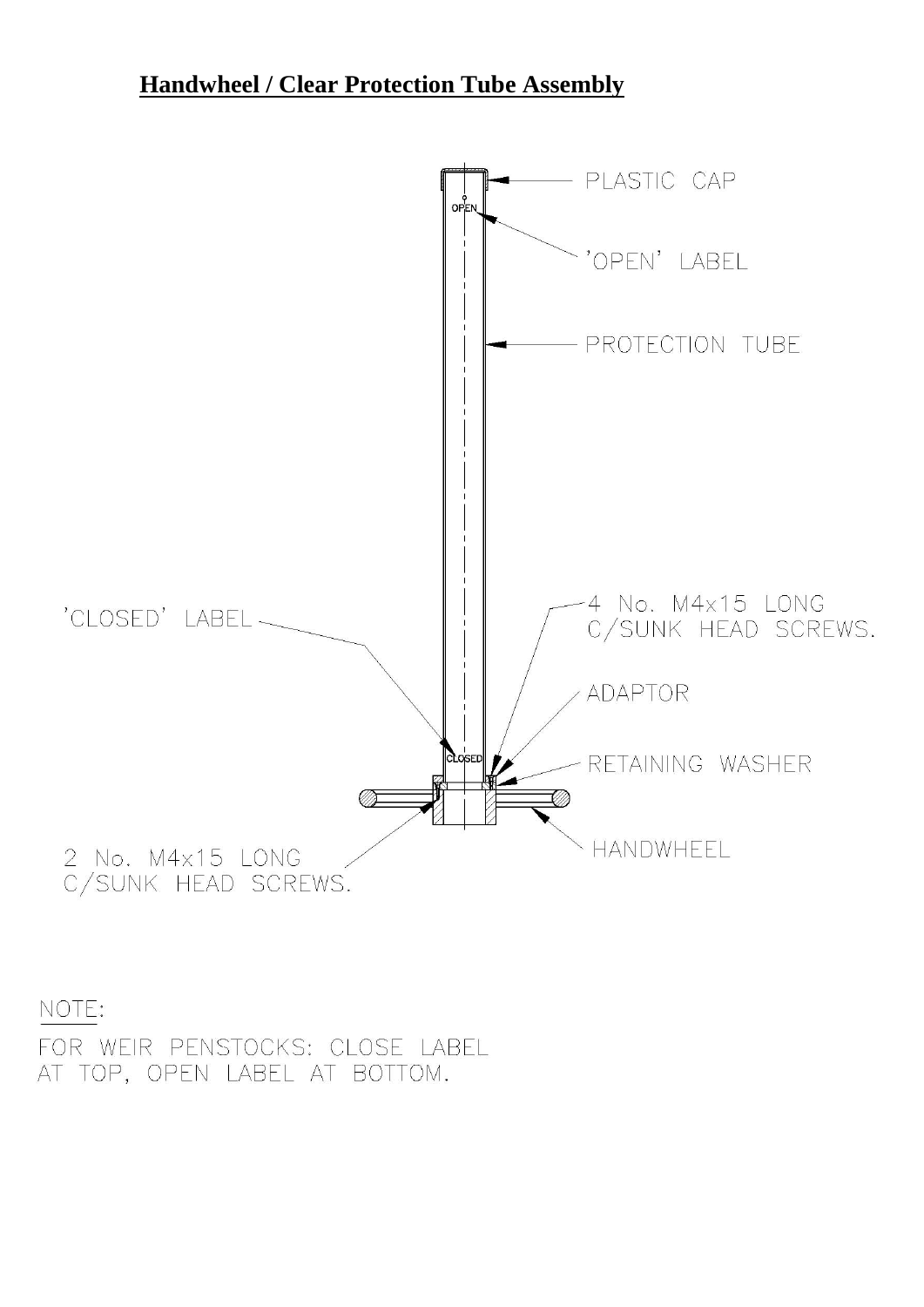## Handwheel / Clear Protection Tube Assembly

PLASTIC CAP

'OPEN' LABEL

PROTECTION TUBE

'CLOSED' LABEL

4 No. M4x15 LONG C/SUNK HEAD SCREWS.

ADAPTOR

RETAINING WASHER

HANDWHEEL

2 No. M4x15 LONG C/SUNK HEAD SCREWS.

NOTE:

FOR WEIR PENSTOCKS: CLOSE LABEL AT TOP, OPEN LABEL AT BOTTOM.